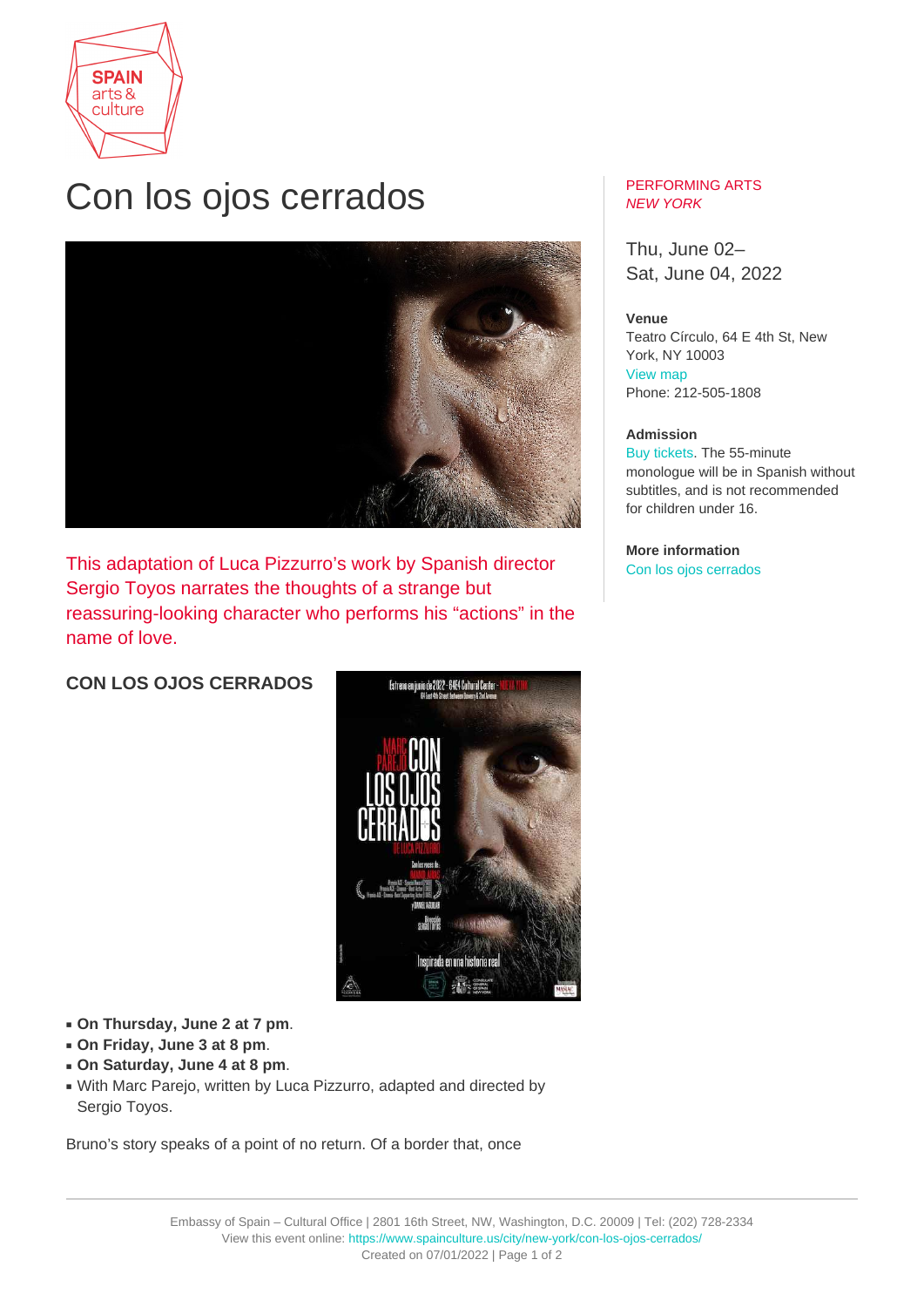# Con los ojos cerrados

PERFORMING ARTS
*NEW YORK*

Thu, June 02–
Sat, June 04, 2022

**Venue**
Teatro Círculo, 64 E 4th St, New York, NY 10003
View map
Phone: 212-505-1808

**Admission**
Buy tickets. The 55-minute monologue will be in Spanish without subtitles, and is not recommended for children under 16.

**More information**
Con los ojos cerrados

This adaptation of Luca Pizzurro's work by Spanish director Sergio Toyos narrates the thoughts of a strange but reassuring-looking character who performs his "actions" in the name of love.

**CON LOS OJOS CERRADOS**

- **On Thursday, June 2 at 7 pm**.
- **On Friday, June 3 at 8 pm**.
- **On Saturday, June 4 at 8 pm**.
- With Marc Parejo, written by Luca Pizzurro, adapted and directed by Sergio Toyos.

Bruno's story speaks of a point of no return. Of a border that, once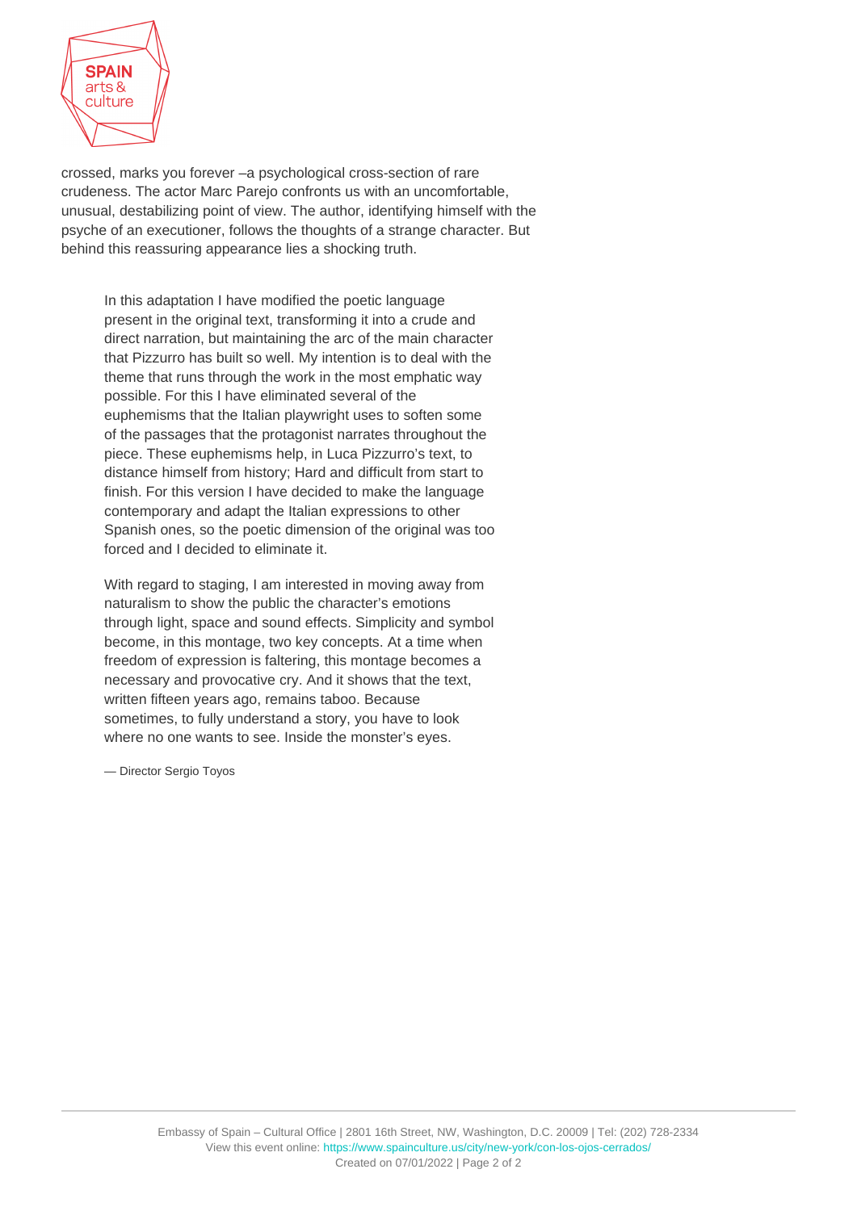crossed, marks you forever –a psychological cross-section of rare crudeness. The actor Marc Parejo confronts us with an uncomfortable, unusual, destabilizing point of view. The author, identifying himself with the psyche of an executioner, follows the thoughts of a strange character. But behind this reassuring appearance lies a shocking truth.

> In this adaptation I have modified the poetic language present in the original text, transforming it into a crude and direct narration, but maintaining the arc of the main character that Pizzurro has built so well. My intention is to deal with the theme that runs through the work in the most emphatic way possible. For this I have eliminated several of the euphemisms that the Italian playwright uses to soften some of the passages that the protagonist narrates throughout the piece. These euphemisms help, in Luca Pizzurro's text, to distance himself from history; Hard and difficult from start to finish. For this version I have decided to make the language contemporary and adapt the Italian expressions to other Spanish ones, so the poetic dimension of the original was too forced and I decided to eliminate it.
>
> With regard to staging, I am interested in moving away from naturalism to show the public the character's emotions through light, space and sound effects. Simplicity and symbol become, in this montage, two key concepts. At a time when freedom of expression is faltering, this montage becomes a necessary and provocative cry. And it shows that the text, written fifteen years ago, remains taboo. Because sometimes, to fully understand a story, you have to look where no one wants to see. Inside the monster's eyes.
>
> — Director Sergio Toyos

Embassy of Spain – Cultural Office | 2801 16th Street, NW, Washington, D.C. 20009 | Tel: (202) 728-2334
View this event online: https://www.spainculture.us/city/new-york/con-los-ojos-cerrados/
Created on 07/01/2022